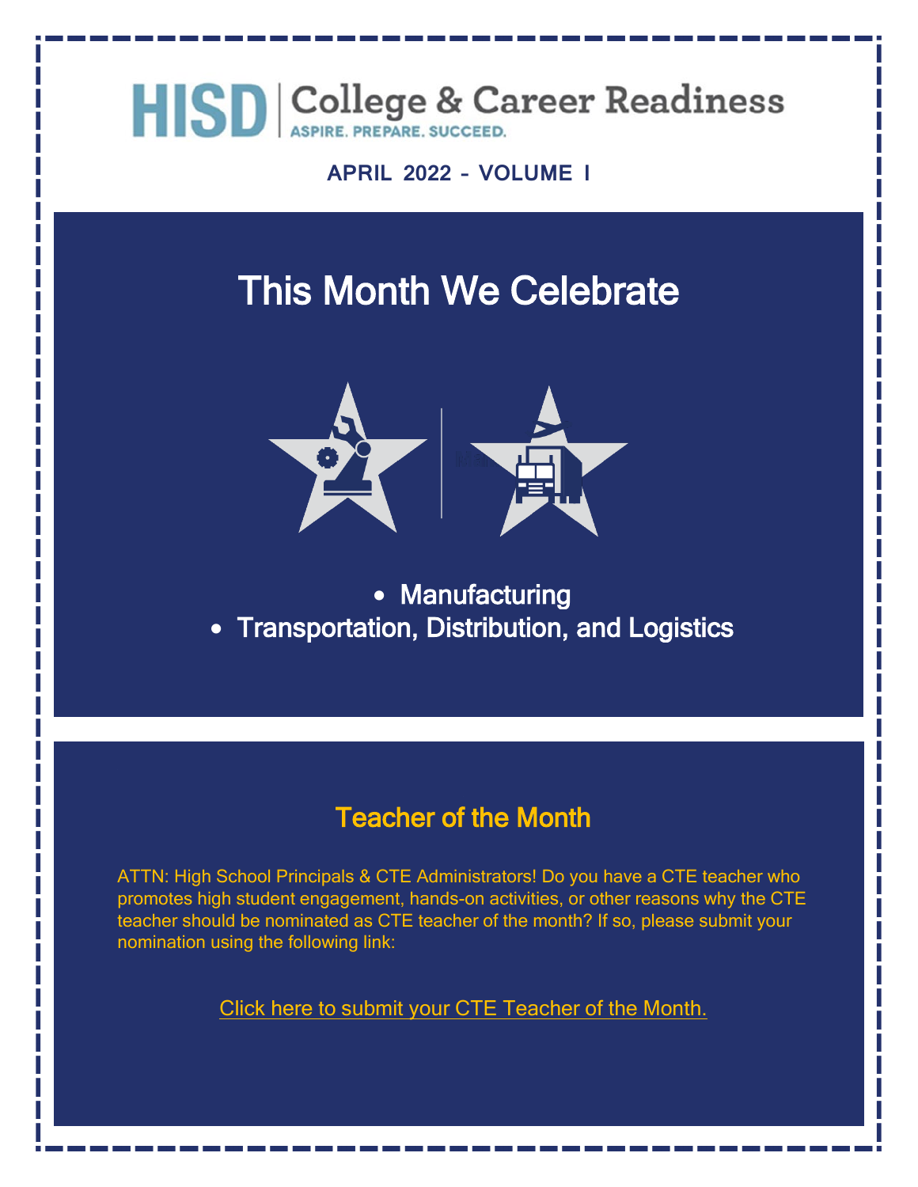HISD | College & Career Readiness
ASPIRE. PREPARE. SUCCEED.

**APRIL 2022 – VOLUME I**

# This Month We Celebrate

- Manufacturing
- Transportation, Distribution, and Logistics

## Teacher of the Month

ATTN: High School Principals & CTE Administrators! Do you have a CTE teacher who promotes high student engagement, hands-on activities, or other reasons why the CTE teacher should be nominated as CTE teacher of the month? If so, please submit your nomination using the following link:

Click here to submit your CTE Teacher of the Month.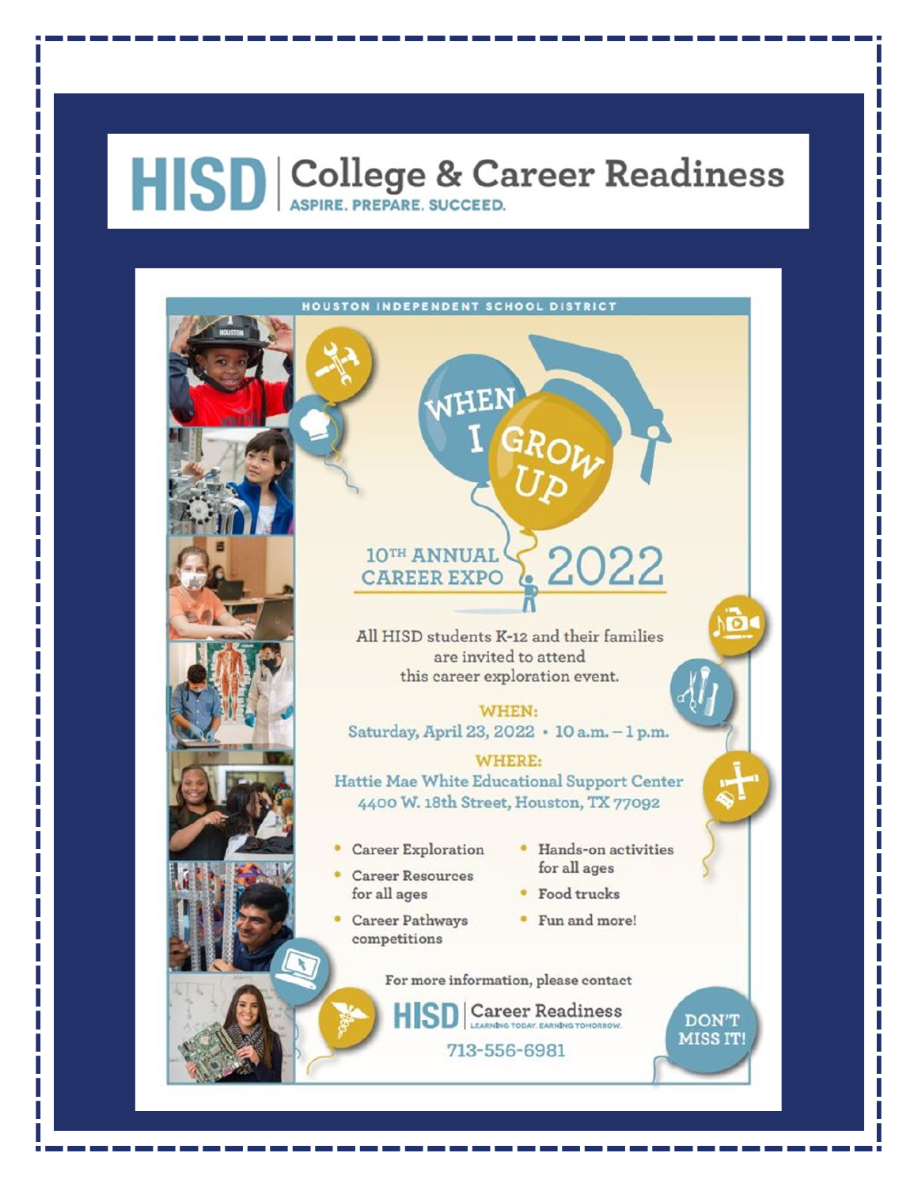# HISD | College & Career Readiness

**ASPIRE. PREPARE. SUCCEED.**

HOUSTON INDEPENDENT SCHOOL DISTRICT

## WHEN I GROW UP

### 10TH ANNUAL CAREER EXPO 2022

All HISD students K-12 and their families are invited to attend this career exploration event.

**WHEN:**
Saturday, April 23, 2022 • 10 a.m. – 1 p.m.

**WHERE:**
Hattie Mae White Educational Support Center
4400 W. 18th Street, Houston, TX 77092

- Career Exploration
- Career Resources for all ages
- Career Pathways competitions
- Hands-on activities for all ages
- Food trucks
- Fun and more!

For more information, please contact

HISD | Career Readiness
LEARNING TODAY. EARNING TOMORROW.

713-556-6981

DON'T MISS IT!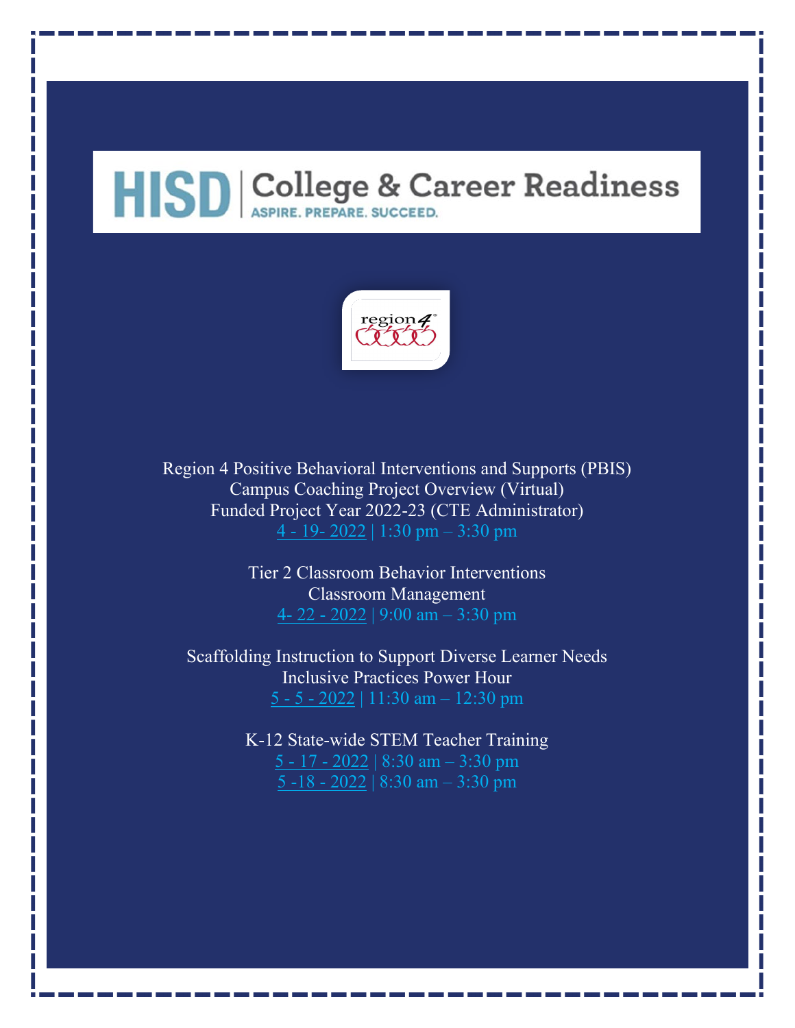# HISD | College & Career Readiness

ASPIRE. PREPARE. SUCCEED.

region4

Region 4 Positive Behavioral Interventions and Supports (PBIS)
Campus Coaching Project Overview (Virtual)
Funded Project Year 2022-23 (CTE Administrator)
4 - 19- 2022 | 1:30 pm – 3:30 pm

Tier 2 Classroom Behavior Interventions
Classroom Management
4- 22 - 2022 | 9:00 am – 3:30 pm

Scaffolding Instruction to Support Diverse Learner Needs
Inclusive Practices Power Hour
5 - 5 - 2022 | 11:30 am – 12:30 pm

K-12 State-wide STEM Teacher Training
5 - 17 - 2022 | 8:30 am – 3:30 pm
5 -18 - 2022 | 8:30 am – 3:30 pm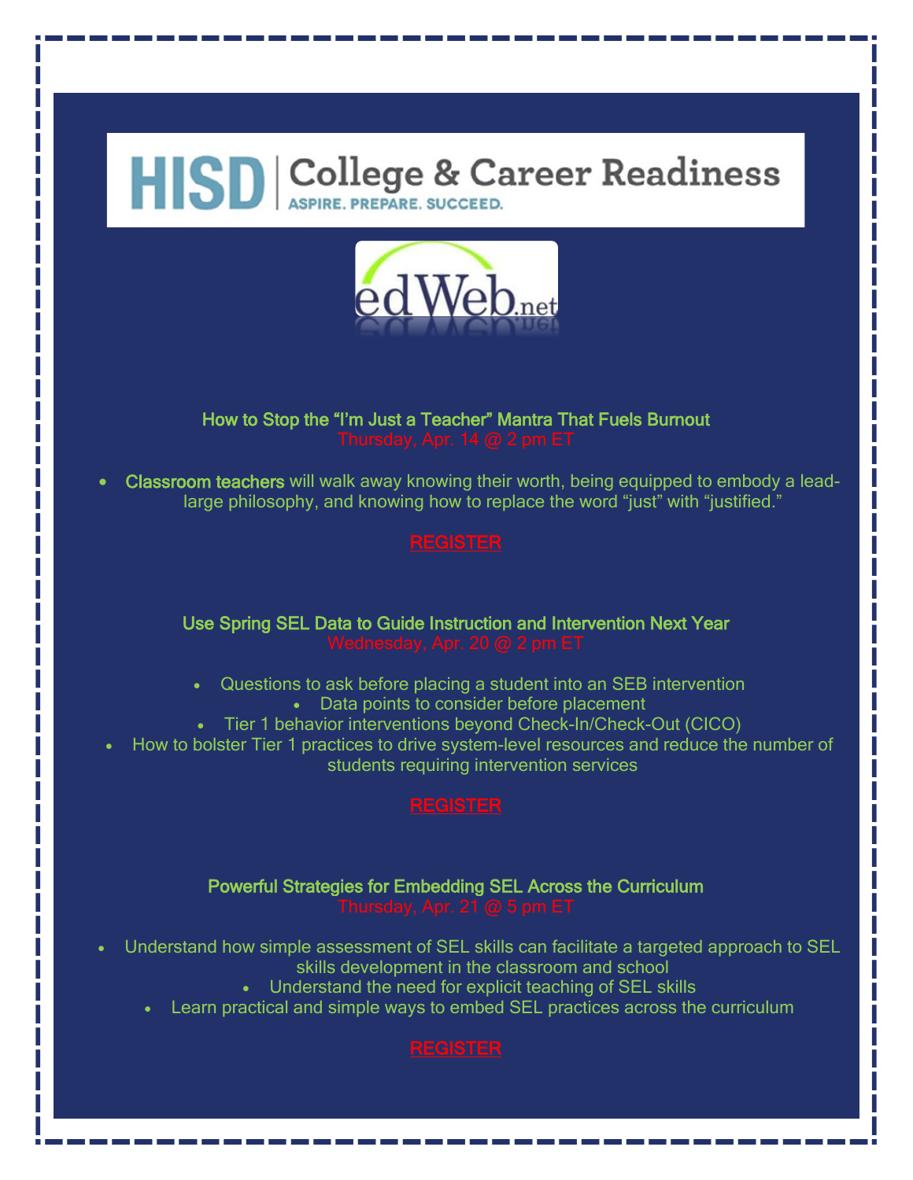HISD | College & Career Readiness
ASPIRE. PREPARE. SUCCEED.

edWeb.net

### How to Stop the "I'm Just a Teacher" Mantra That Fuels Burnout

Thursday, Apr. 14 @ 2 pm ET

- **Classroom teachers** will walk away knowing their worth, being equipped to embody a lead-large philosophy, and knowing how to replace the word "just" with "justified."

REGISTER

### Use Spring SEL Data to Guide Instruction and Intervention Next Year

Wednesday, Apr. 20 @ 2 pm ET

- Questions to ask before placing a student into an SEB intervention
- Data points to consider before placement
- Tier 1 behavior interventions beyond Check-In/Check-Out (CICO)
- How to bolster Tier 1 practices to drive system-level resources and reduce the number of students requiring intervention services

REGISTER

### Powerful Strategies for Embedding SEL Across the Curriculum

Thursday, Apr. 21 @ 5 pm ET

- Understand how simple assessment of SEL skills can facilitate a targeted approach to SEL skills development in the classroom and school
- Understand the need for explicit teaching of SEL skills
- Learn practical and simple ways to embed SEL practices across the curriculum

REGISTER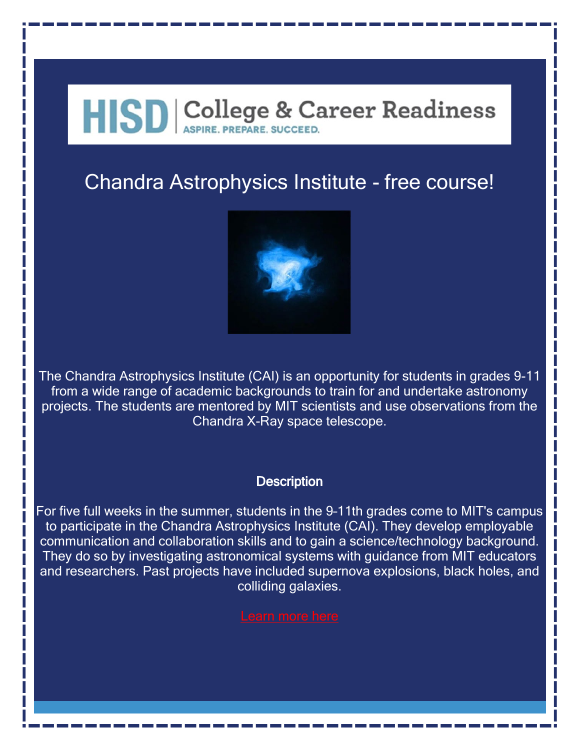HISD | College & Career Readiness
ASPIRE. PREPARE. SUCCEED.

# Chandra Astrophysics Institute - free course!

The Chandra Astrophysics Institute (CAI) is an opportunity for students in grades 9-11 from a wide range of academic backgrounds to train for and undertake astronomy projects. The students are mentored by MIT scientists and use observations from the Chandra X-Ray space telescope.

**Description**

For five full weeks in the summer, students in the 9-11th grades come to MIT's campus to participate in the Chandra Astrophysics Institute (CAI). They develop employable communication and collaboration skills and to gain a science/technology background. They do so by investigating astronomical systems with guidance from MIT educators and researchers. Past projects have included supernova explosions, black holes, and colliding galaxies.

Learn more here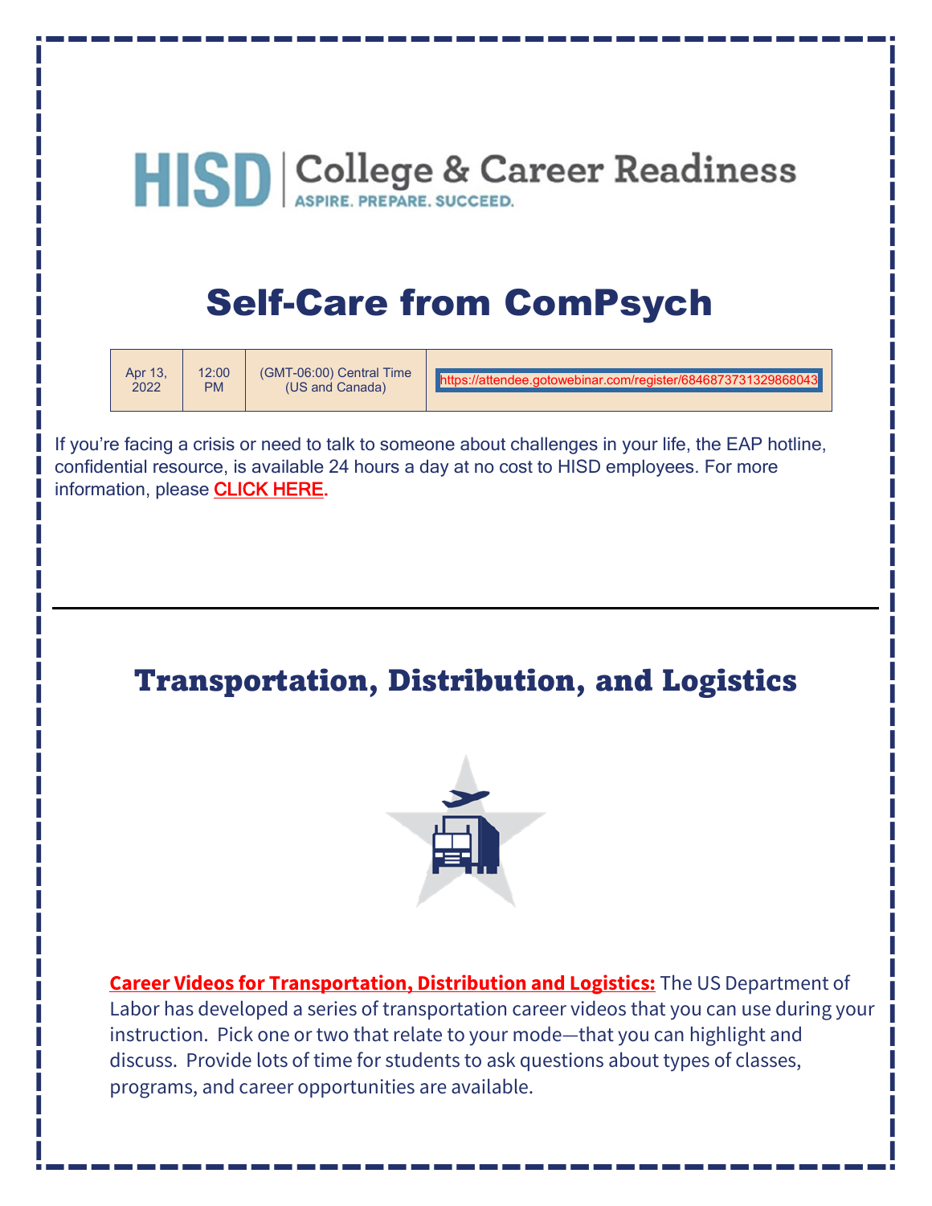HISD | College & Career Readiness
ASPIRE. PREPARE. SUCCEED.

# Self-Care from ComPsych

| Apr 13, 2022 | 12:00 PM | (GMT-06:00) Central Time (US and Canada) | https://attendee.gotowebinar.com/register/6846873731329868043 |
|---|---|---|---|

If you're facing a crisis or need to talk to someone about challenges in your life, the EAP hotline, confidential resource, is available 24 hours a day at no cost to HISD employees. For more information, please **CLICK HERE.**

---

# Transportation, Distribution, and Logistics

**Career Videos for Transportation, Distribution and Logistics:** The US Department of Labor has developed a series of transportation career videos that you can use during your instruction. Pick one or two that relate to your mode—that you can highlight and discuss. Provide lots of time for students to ask questions about types of classes, programs, and career opportunities are available.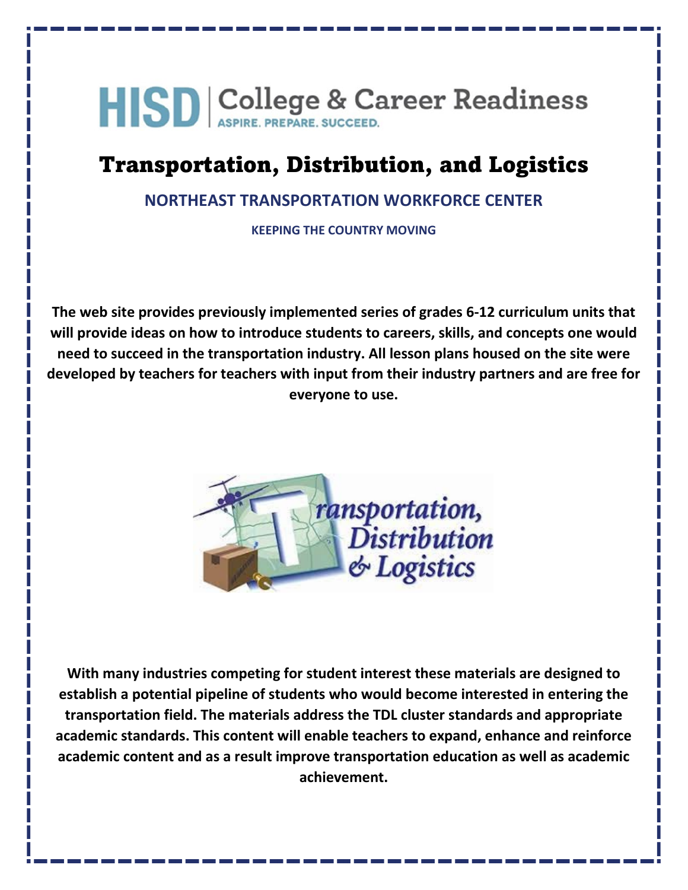HISD | College & Career Readiness
ASPIRE. PREPARE. SUCCEED.

# Transportation, Distribution, and Logistics

## NORTHEAST TRANSPORTATION WORKFORCE CENTER

**KEEPING THE COUNTRY MOVING**

**The web site provides previously implemented series of grades 6-12 curriculum units that will provide ideas on how to introduce students to careers, skills, and concepts one would need to succeed in the transportation industry. All lesson plans housed on the site were developed by teachers for teachers with input from their industry partners and are free for everyone to use.**

Transportation, Distribution & Logistics

**With many industries competing for student interest these materials are designed to establish a potential pipeline of students who would become interested in entering the transportation field. The materials address the TDL cluster standards and appropriate academic standards. This content will enable teachers to expand, enhance and reinforce academic content and as a result improve transportation education as well as academic achievement.**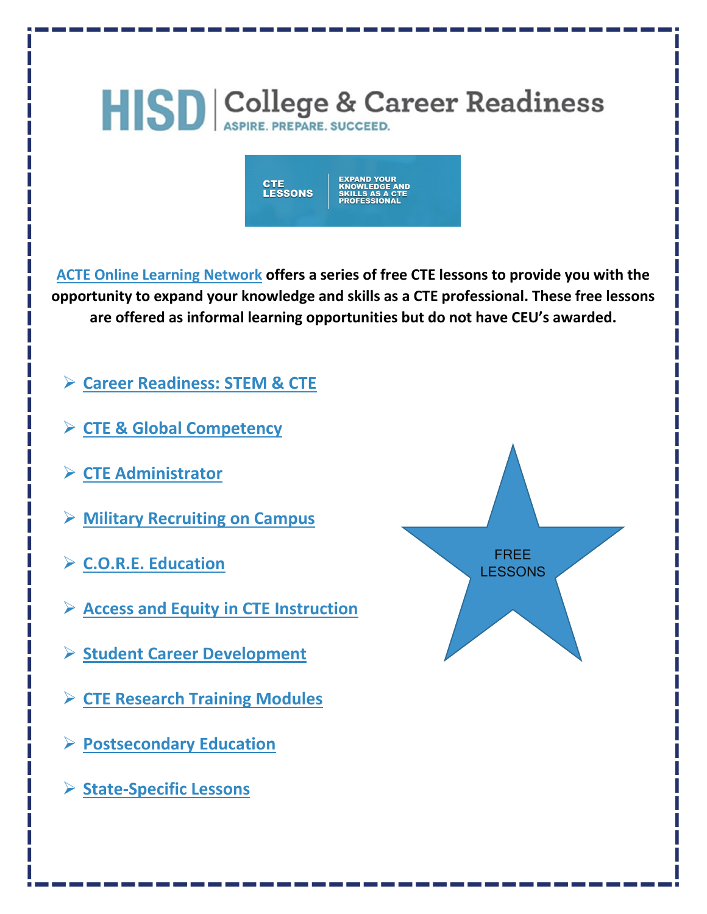HISD | College & Career Readiness
ASPIRE. PREPARE. SUCCEED.

CTE LESSONS | EXPAND YOUR KNOWLEDGE AND SKILLS AS A CTE PROFESSIONAL

**ACTE Online Learning Network offers a series of free CTE lessons to provide you with the opportunity to expand your knowledge and skills as a CTE professional. These free lessons are offered as informal learning opportunities but do not have CEU's awarded.**

- Career Readiness: STEM & CTE
- CTE & Global Competency
- CTE Administrator
- Military Recruiting on Campus
- C.O.R.E. Education
- Access and Equity in CTE Instruction
- Student Career Development
- CTE Research Training Modules
- Postsecondary Education
- State-Specific Lessons

FREE LESSONS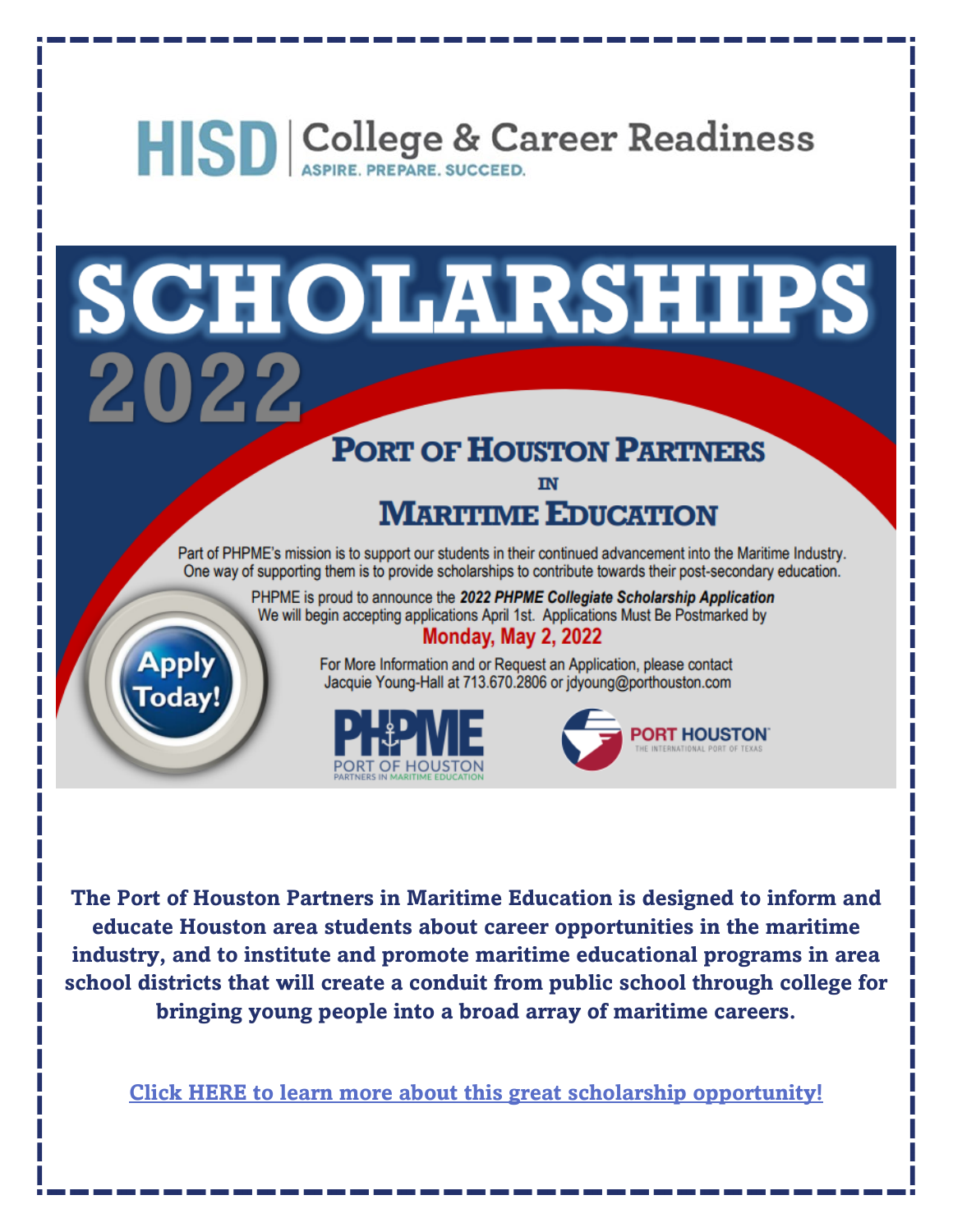# HISD | College & Career Readiness

ASPIRE. PREPARE. SUCCEED.

# SCHOLARSHIPS 2022

## PORT OF HOUSTON PARTNERS IN MARITIME EDUCATION

Part of PHPME's mission is to support our students in their continued advancement into the Maritime Industry. One way of supporting them is to provide scholarships to contribute towards their post-secondary education.

PHPME is proud to announce the ***2022 PHPME Collegiate Scholarship Application***
We will begin accepting applications April 1st. Applications Must Be Postmarked by

**Monday, May 2, 2022**

For More Information and or Request an Application, please contact Jacquie Young-Hall at 713.670.2806 or jdyoung@porthouston.com

Apply Today!

PHPME PORT OF HOUSTON PARTNERS IN MARITIME EDUCATION

PORT HOUSTON THE INTERNATIONAL PORT OF TEXAS

**The Port of Houston Partners in Maritime Education is designed to inform and educate Houston area students about career opportunities in the maritime industry, and to institute and promote maritime educational programs in area school districts that will create a conduit from public school through college for bringing young people into a broad array of maritime careers.**

**Click HERE to learn more about this great scholarship opportunity!**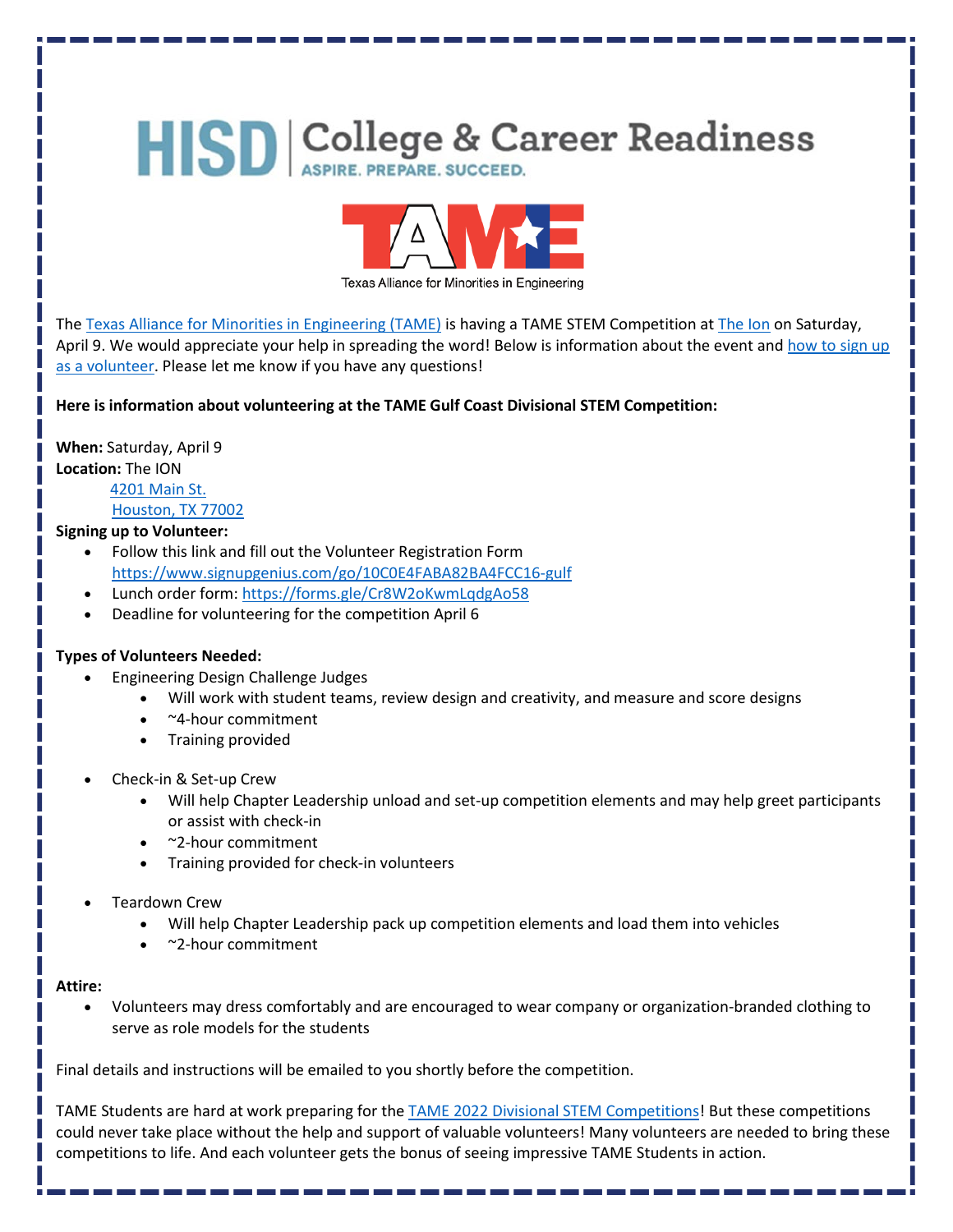HISD | College & Career Readiness
ASPIRE. PREPARE. SUCCEED.

TAME
Texas Alliance for Minorities in Engineering

The Texas Alliance for Minorities in Engineering (TAME) is having a TAME STEM Competition at The Ion on Saturday, April 9. We would appreciate your help in spreading the word! Below is information about the event and how to sign up as a volunteer. Please let me know if you have any questions!

**Here is information about volunteering at the TAME Gulf Coast Divisional STEM Competition:**

**When:** Saturday, April 9
**Location:** The ION
4201 Main St.
Houston, TX 77002

**Signing up to Volunteer:**

- Follow this link and fill out the Volunteer Registration Form https://www.signupgenius.com/go/10C0E4FABA82BA4FCC16-gulf
- Lunch order form: https://forms.gle/Cr8W2oKwmLqdgAo58
- Deadline for volunteering for the competition April 6

**Types of Volunteers Needed:**

- Engineering Design Challenge Judges
  - Will work with student teams, review design and creativity, and measure and score designs
  - ~4-hour commitment
  - Training provided
- Check-in & Set-up Crew
  - Will help Chapter Leadership unload and set-up competition elements and may help greet participants or assist with check-in
  - ~2-hour commitment
  - Training provided for check-in volunteers
- Teardown Crew
  - Will help Chapter Leadership pack up competition elements and load them into vehicles
  - ~2-hour commitment

**Attire:**

- Volunteers may dress comfortably and are encouraged to wear company or organization-branded clothing to serve as role models for the students

Final details and instructions will be emailed to you shortly before the competition.

TAME Students are hard at work preparing for the TAME 2022 Divisional STEM Competitions! But these competitions could never take place without the help and support of valuable volunteers! Many volunteers are needed to bring these competitions to life. And each volunteer gets the bonus of seeing impressive TAME Students in action.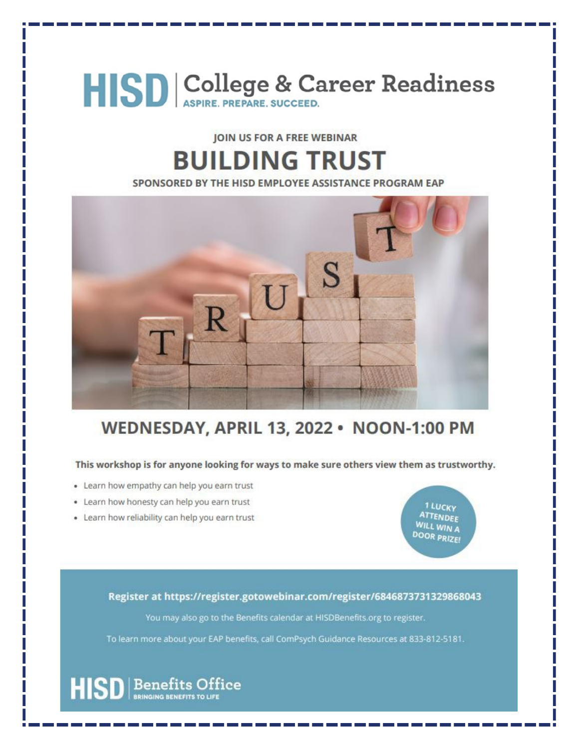# HISD | College & Career Readiness

ASPIRE. PREPARE. SUCCEED.

JOIN US FOR A FREE WEBINAR

## BUILDING TRUST

SPONSORED BY THE HISD EMPLOYEE ASSISTANCE PROGRAM EAP

### WEDNESDAY, APRIL 13, 2022 • NOON-1:00 PM

**This workshop is for anyone looking for ways to make sure others view them as trustworthy.**

- Learn how empathy can help you earn trust
- Learn how honesty can help you earn trust
- Learn how reliability can help you earn trust

1 LUCKY ATTENDEE WILL WIN A DOOR PRIZE!

**Register at https://register.gotowebinar.com/register/6846873731329868043**

You may also go to the Benefits calendar at HISDBenefits.org to register.

To learn more about your EAP benefits, call ComPsych Guidance Resources at 833-812-5181.

HISD | Benefits Office

BRINGING BENEFITS TO LIFE